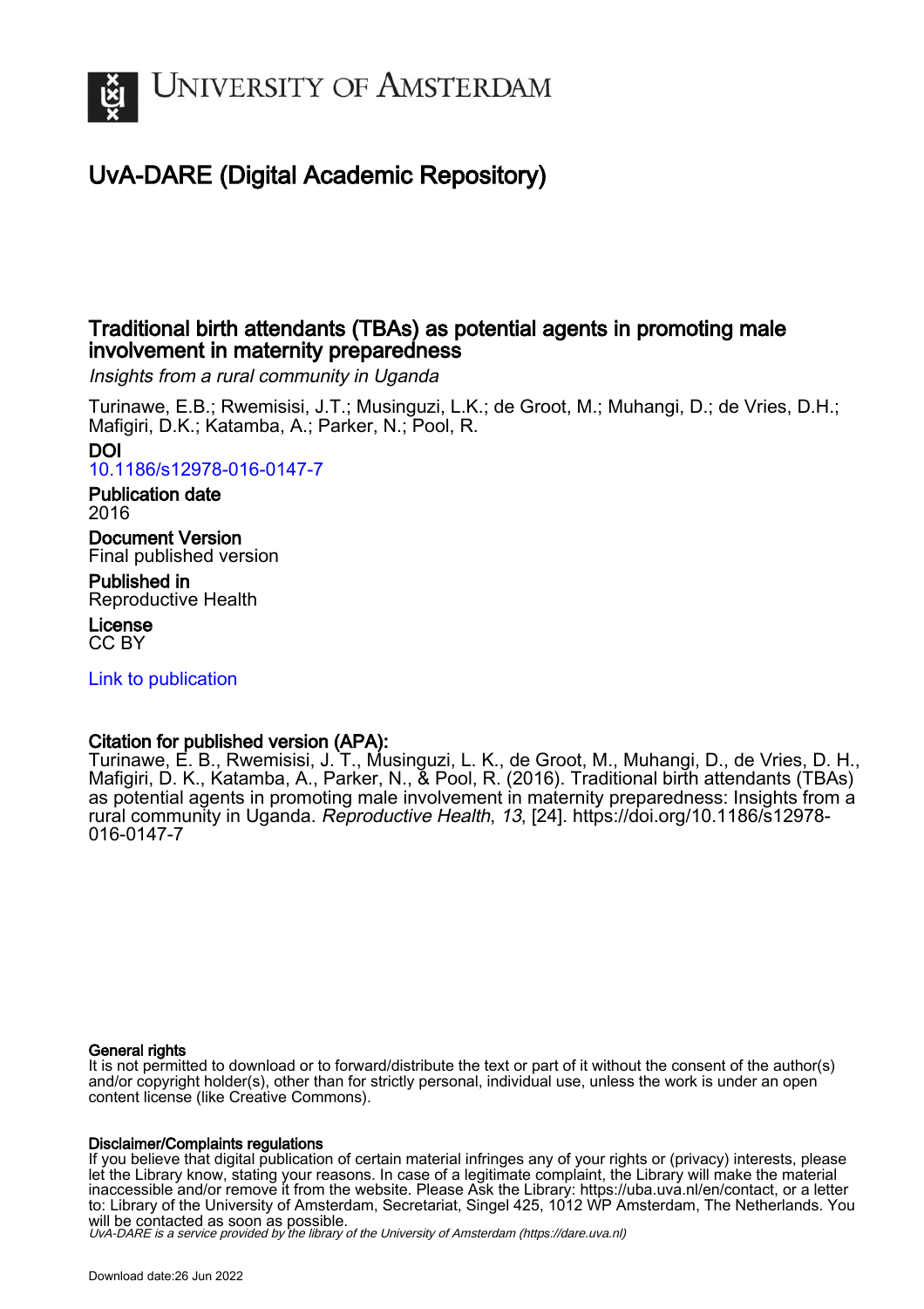# UNIVERSITY OF AMSTERDAM

## UvA-DARE (Digital Academic Repository)

### Traditional birth attendants (TBAs) as potential agents in promoting male involvement in maternity preparedness

*Insights from a rural community in Uganda*

Turinawe, E.B.; Rwemisisi, J.T.; Musinguzi, L.K.; de Groot, M.; Muhangi, D.; de Vries, D.H.; Mafigiri, D.K.; Katamba, A.; Parker, N.; Pool, R.

**DOI**
10.1186/s12978-016-0147-7

**Publication date**
2016

**Document Version**
Final published version

**Published in**
Reproductive Health

**License**
CC BY

Link to publication

**Citation for published version (APA):**
Turinawe, E. B., Rwemisisi, J. T., Musinguzi, L. K., de Groot, M., Muhangi, D., de Vries, D. H., Mafigiri, D. K., Katamba, A., Parker, N., & Pool, R. (2016). Traditional birth attendants (TBAs) as potential agents in promoting male involvement in maternity preparedness: Insights from a rural community in Uganda. *Reproductive Health*, *13*, [24]. https://doi.org/10.1186/s12978-016-0147-7

**General rights**
It is not permitted to download or to forward/distribute the text or part of it without the consent of the author(s) and/or copyright holder(s), other than for strictly personal, individual use, unless the work is under an open content license (like Creative Commons).

**Disclaimer/Complaints regulations**
If you believe that digital publication of certain material infringes any of your rights or (privacy) interests, please let the Library know, stating your reasons. In case of a legitimate complaint, the Library will make the material inaccessible and/or remove it from the website. Please Ask the Library: https://uba.uva.nl/en/contact, or a letter to: Library of the University of Amsterdam, Secretariat, Singel 425, 1012 WP Amsterdam, The Netherlands. You will be contacted as soon as possible.

*UvA-DARE is a service provided by the library of the University of Amsterdam (https://dare.uva.nl)*

Download date:26 Jun 2022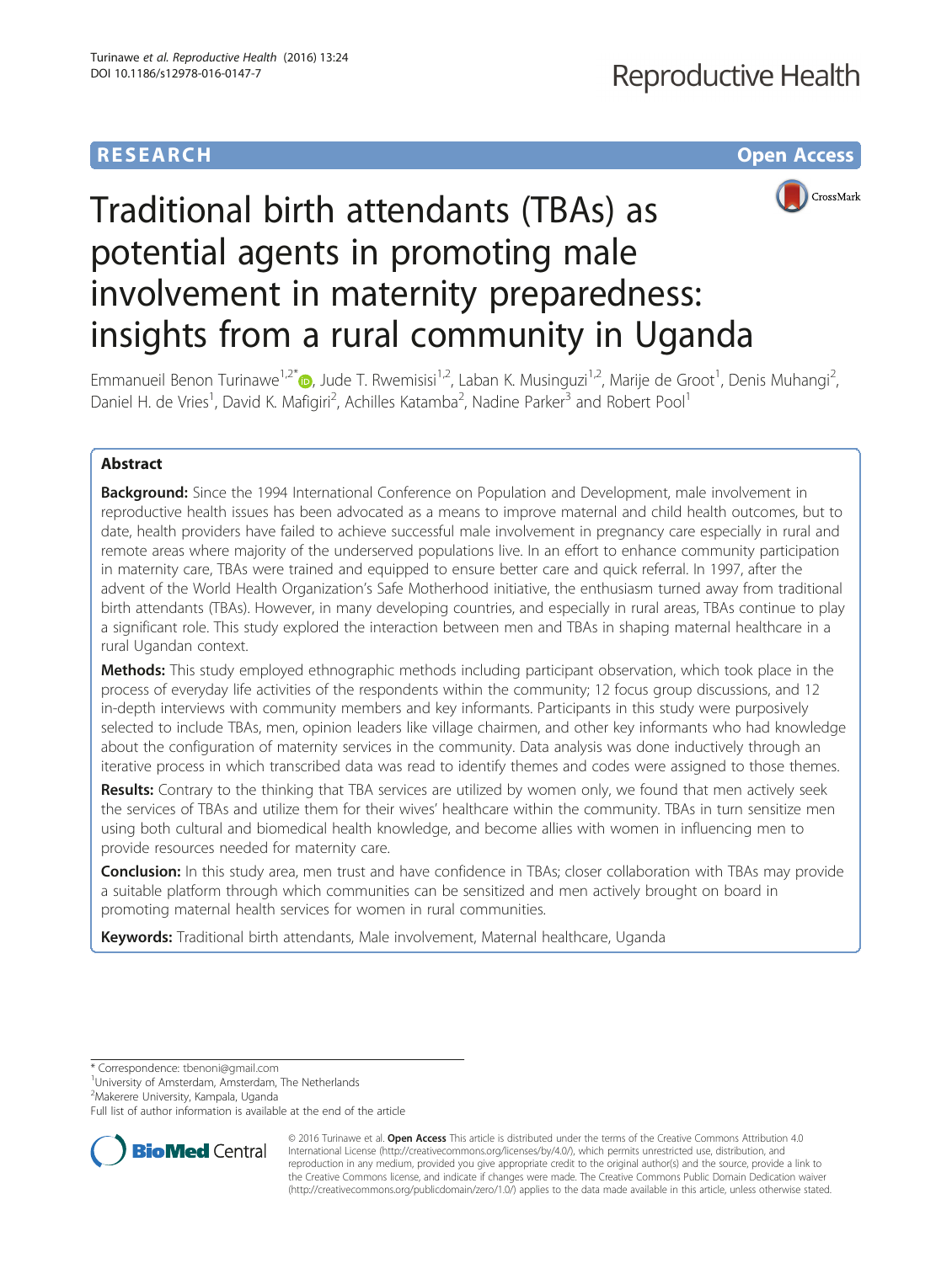# Traditional birth attendants (TBAs) as potential agents in promoting male involvement in maternity preparedness: insights from a rural community in Uganda

Emmanueil Benon Turinawe[1,2*], Jude T. Rwemisisi[1,2], Laban K. Musinguzi[1,2], Marije de Groot[1], Denis Muhangi[2], Daniel H. de Vries[1], David K. Mafigiri[2], Achilles Katamba[2], Nadine Parker[3] and Robert Pool[1]

## Abstract

**Background:** Since the 1994 International Conference on Population and Development, male involvement in reproductive health issues has been advocated as a means to improve maternal and child health outcomes, but to date, health providers have failed to achieve successful male involvement in pregnancy care especially in rural and remote areas where majority of the underserved populations live. In an effort to enhance community participation in maternity care, TBAs were trained and equipped to ensure better care and quick referral. In 1997, after the advent of the World Health Organization's Safe Motherhood initiative, the enthusiasm turned away from traditional birth attendants (TBAs). However, in many developing countries, and especially in rural areas, TBAs continue to play a significant role. This study explored the interaction between men and TBAs in shaping maternal healthcare in a rural Ugandan context.

**Methods:** This study employed ethnographic methods including participant observation, which took place in the process of everyday life activities of the respondents within the community; 12 focus group discussions, and 12 in-depth interviews with community members and key informants. Participants in this study were purposively selected to include TBAs, men, opinion leaders like village chairmen, and other key informants who had knowledge about the configuration of maternity services in the community. Data analysis was done inductively through an iterative process in which transcribed data was read to identify themes and codes were assigned to those themes.

**Results:** Contrary to the thinking that TBA services are utilized by women only, we found that men actively seek the services of TBAs and utilize them for their wives' healthcare within the community. TBAs in turn sensitize men using both cultural and biomedical health knowledge, and become allies with women in influencing men to provide resources needed for maternity care.

**Conclusion:** In this study area, men trust and have confidence in TBAs; closer collaboration with TBAs may provide a suitable platform through which communities can be sensitized and men actively brought on board in promoting maternal health services for women in rural communities.

**Keywords:** Traditional birth attendants, Male involvement, Maternal healthcare, Uganda

\* Correspondence: tbenoni@gmail.com
[1]University of Amsterdam, Amsterdam, The Netherlands
[2]Makerere University, Kampala, Uganda
Full list of author information is available at the end of the article

© 2016 Turinawe et al. **Open Access** This article is distributed under the terms of the Creative Commons Attribution 4.0 International License (http://creativecommons.org/licenses/by/4.0/), which permits unrestricted use, distribution, and reproduction in any medium, provided you give appropriate credit to the original author(s) and the source, provide a link to the Creative Commons license, and indicate if changes were made. The Creative Commons Public Domain Dedication waiver (http://creativecommons.org/publicdomain/zero/1.0/) applies to the data made available in this article, unless otherwise stated.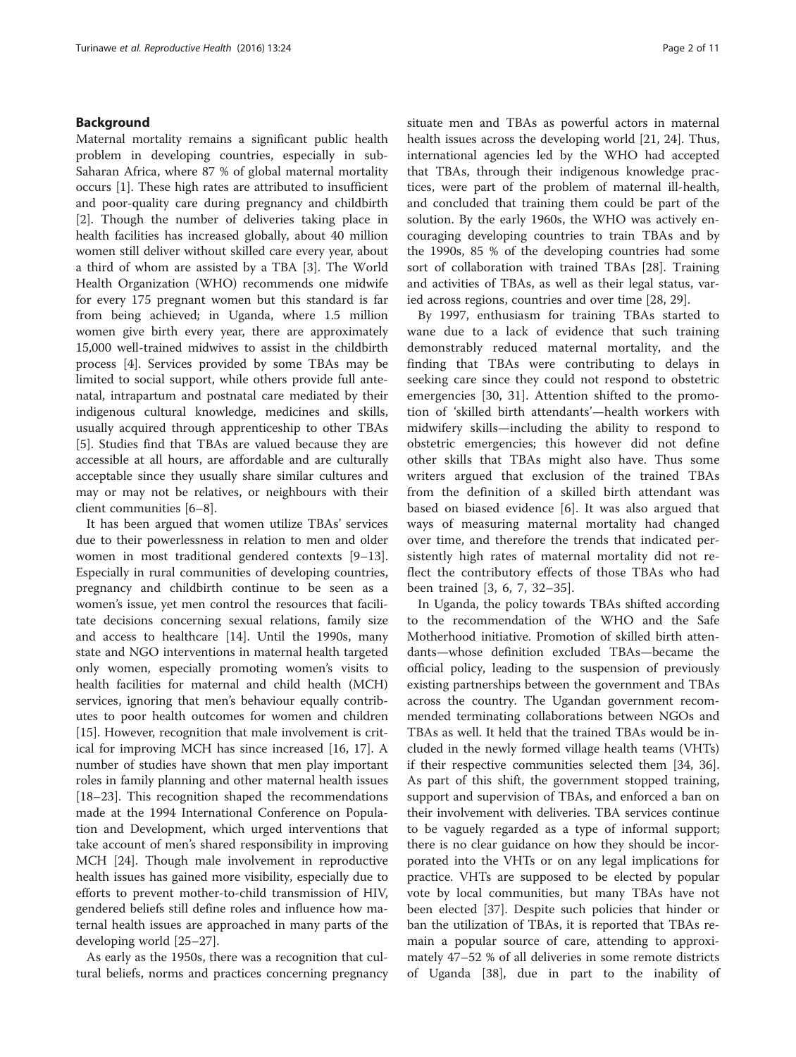## Background

Maternal mortality remains a significant public health problem in developing countries, especially in sub-Saharan Africa, where 87 % of global maternal mortality occurs [1]. These high rates are attributed to insufficient and poor-quality care during pregnancy and childbirth [2]. Though the number of deliveries taking place in health facilities has increased globally, about 40 million women still deliver without skilled care every year, about a third of whom are assisted by a TBA [3]. The World Health Organization (WHO) recommends one midwife for every 175 pregnant women but this standard is far from being achieved; in Uganda, where 1.5 million women give birth every year, there are approximately 15,000 well-trained midwives to assist in the childbirth process [4]. Services provided by some TBAs may be limited to social support, while others provide full antenatal, intrapartum and postnatal care mediated by their indigenous cultural knowledge, medicines and skills, usually acquired through apprenticeship to other TBAs [5]. Studies find that TBAs are valued because they are accessible at all hours, are affordable and are culturally acceptable since they usually share similar cultures and may or may not be relatives, or neighbours with their client communities [6–8].

It has been argued that women utilize TBAs' services due to their powerlessness in relation to men and older women in most traditional gendered contexts [9–13]. Especially in rural communities of developing countries, pregnancy and childbirth continue to be seen as a women's issue, yet men control the resources that facilitate decisions concerning sexual relations, family size and access to healthcare [14]. Until the 1990s, many state and NGO interventions in maternal health targeted only women, especially promoting women's visits to health facilities for maternal and child health (MCH) services, ignoring that men's behaviour equally contributes to poor health outcomes for women and children [15]. However, recognition that male involvement is critical for improving MCH has since increased [16, 17]. A number of studies have shown that men play important roles in family planning and other maternal health issues [18–23]. This recognition shaped the recommendations made at the 1994 International Conference on Population and Development, which urged interventions that take account of men's shared responsibility in improving MCH [24]. Though male involvement in reproductive health issues has gained more visibility, especially due to efforts to prevent mother-to-child transmission of HIV, gendered beliefs still define roles and influence how maternal health issues are approached in many parts of the developing world [25–27].

As early as the 1950s, there was a recognition that cultural beliefs, norms and practices concerning pregnancy situate men and TBAs as powerful actors in maternal health issues across the developing world [21, 24]. Thus, international agencies led by the WHO had accepted that TBAs, through their indigenous knowledge practices, were part of the problem of maternal ill-health, and concluded that training them could be part of the solution. By the early 1960s, the WHO was actively encouraging developing countries to train TBAs and by the 1990s, 85 % of the developing countries had some sort of collaboration with trained TBAs [28]. Training and activities of TBAs, as well as their legal status, varied across regions, countries and over time [28, 29].

By 1997, enthusiasm for training TBAs started to wane due to a lack of evidence that such training demonstrably reduced maternal mortality, and the finding that TBAs were contributing to delays in seeking care since they could not respond to obstetric emergencies [30, 31]. Attention shifted to the promotion of 'skilled birth attendants'—health workers with midwifery skills—including the ability to respond to obstetric emergencies; this however did not define other skills that TBAs might also have. Thus some writers argued that exclusion of the trained TBAs from the definition of a skilled birth attendant was based on biased evidence [6]. It was also argued that ways of measuring maternal mortality had changed over time, and therefore the trends that indicated persistently high rates of maternal mortality did not reflect the contributory effects of those TBAs who had been trained [3, 6, 7, 32–35].

In Uganda, the policy towards TBAs shifted according to the recommendation of the WHO and the Safe Motherhood initiative. Promotion of skilled birth attendants—whose definition excluded TBAs—became the official policy, leading to the suspension of previously existing partnerships between the government and TBAs across the country. The Ugandan government recommended terminating collaborations between NGOs and TBAs as well. It held that the trained TBAs would be included in the newly formed village health teams (VHTs) if their respective communities selected them [34, 36]. As part of this shift, the government stopped training, support and supervision of TBAs, and enforced a ban on their involvement with deliveries. TBA services continue to be vaguely regarded as a type of informal support; there is no clear guidance on how they should be incorporated into the VHTs or on any legal implications for practice. VHTs are supposed to be elected by popular vote by local communities, but many TBAs have not been elected [37]. Despite such policies that hinder or ban the utilization of TBAs, it is reported that TBAs remain a popular source of care, attending to approximately 47–52 % of all deliveries in some remote districts of Uganda [38], due in part to the inability of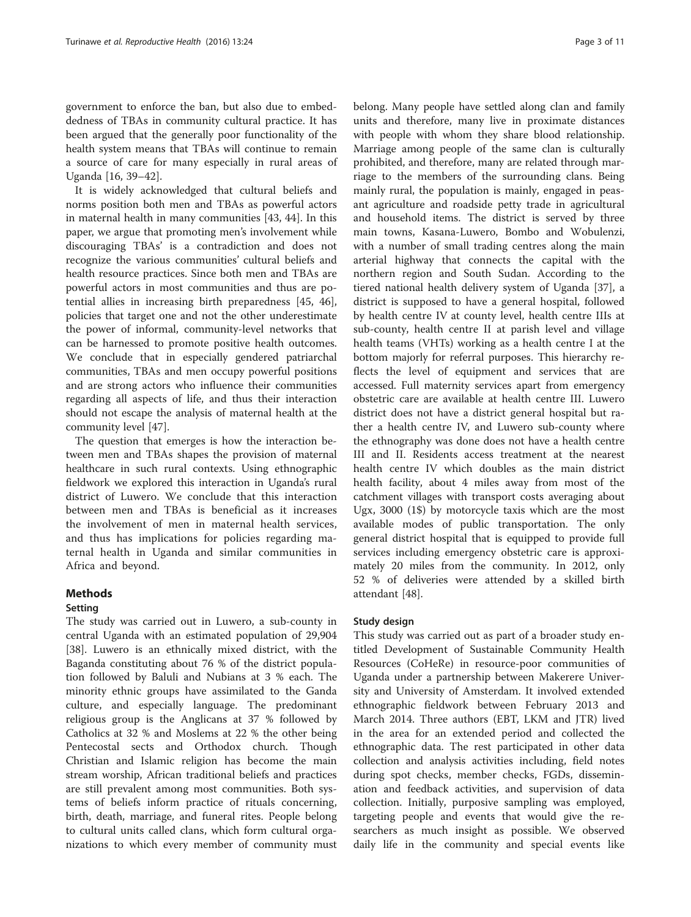government to enforce the ban, but also due to embeddedness of TBAs in community cultural practice. It has been argued that the generally poor functionality of the health system means that TBAs will continue to remain a source of care for many especially in rural areas of Uganda [16, 39–42].

It is widely acknowledged that cultural beliefs and norms position both men and TBAs as powerful actors in maternal health in many communities [43, 44]. In this paper, we argue that promoting men's involvement while discouraging TBAs' is a contradiction and does not recognize the various communities' cultural beliefs and health resource practices. Since both men and TBAs are powerful actors in most communities and thus are potential allies in increasing birth preparedness [45, 46], policies that target one and not the other underestimate the power of informal, community-level networks that can be harnessed to promote positive health outcomes. We conclude that in especially gendered patriarchal communities, TBAs and men occupy powerful positions and are strong actors who influence their communities regarding all aspects of life, and thus their interaction should not escape the analysis of maternal health at the community level [47].

The question that emerges is how the interaction between men and TBAs shapes the provision of maternal healthcare in such rural contexts. Using ethnographic fieldwork we explored this interaction in Uganda's rural district of Luwero. We conclude that this interaction between men and TBAs is beneficial as it increases the involvement of men in maternal health services, and thus has implications for policies regarding maternal health in Uganda and similar communities in Africa and beyond.

## Methods

### Setting

The study was carried out in Luwero, a sub-county in central Uganda with an estimated population of 29,904 [38]. Luwero is an ethnically mixed district, with the Baganda constituting about 76 % of the district population followed by Baluli and Nubians at 3 % each. The minority ethnic groups have assimilated to the Ganda culture, and especially language. The predominant religious group is the Anglicans at 37 % followed by Catholics at 32 % and Moslems at 22 % the other being Pentecostal sects and Orthodox church. Though Christian and Islamic religion has become the main stream worship, African traditional beliefs and practices are still prevalent among most communities. Both systems of beliefs inform practice of rituals concerning, birth, death, marriage, and funeral rites. People belong to cultural units called clans, which form cultural organizations to which every member of community must belong. Many people have settled along clan and family units and therefore, many live in proximate distances with people with whom they share blood relationship. Marriage among people of the same clan is culturally prohibited, and therefore, many are related through marriage to the members of the surrounding clans. Being mainly rural, the population is mainly, engaged in peasant agriculture and roadside petty trade in agricultural and household items. The district is served by three main towns, Kasana-Luwero, Bombo and Wobulenzi, with a number of small trading centres along the main arterial highway that connects the capital with the northern region and South Sudan. According to the tiered national health delivery system of Uganda [37], a district is supposed to have a general hospital, followed by health centre IV at county level, health centre IIIs at sub-county, health centre II at parish level and village health teams (VHTs) working as a health centre I at the bottom majorly for referral purposes. This hierarchy reflects the level of equipment and services that are accessed. Full maternity services apart from emergency obstetric care are available at health centre III. Luwero district does not have a district general hospital but rather a health centre IV, and Luwero sub-county where the ethnography was done does not have a health centre III and II. Residents access treatment at the nearest health centre IV which doubles as the main district health facility, about 4 miles away from most of the catchment villages with transport costs averaging about Ugx, 3000 (1$) by motorcycle taxis which are the most available modes of public transportation. The only general district hospital that is equipped to provide full services including emergency obstetric care is approximately 20 miles from the community. In 2012, only 52 % of deliveries were attended by a skilled birth attendant [48].

### Study design

This study was carried out as part of a broader study entitled Development of Sustainable Community Health Resources (CoHeRe) in resource-poor communities of Uganda under a partnership between Makerere University and University of Amsterdam. It involved extended ethnographic fieldwork between February 2013 and March 2014. Three authors (EBT, LKM and JTR) lived in the area for an extended period and collected the ethnographic data. The rest participated in other data collection and analysis activities including, field notes during spot checks, member checks, FGDs, dissemination and feedback activities, and supervision of data collection. Initially, purposive sampling was employed, targeting people and events that would give the researchers as much insight as possible. We observed daily life in the community and special events like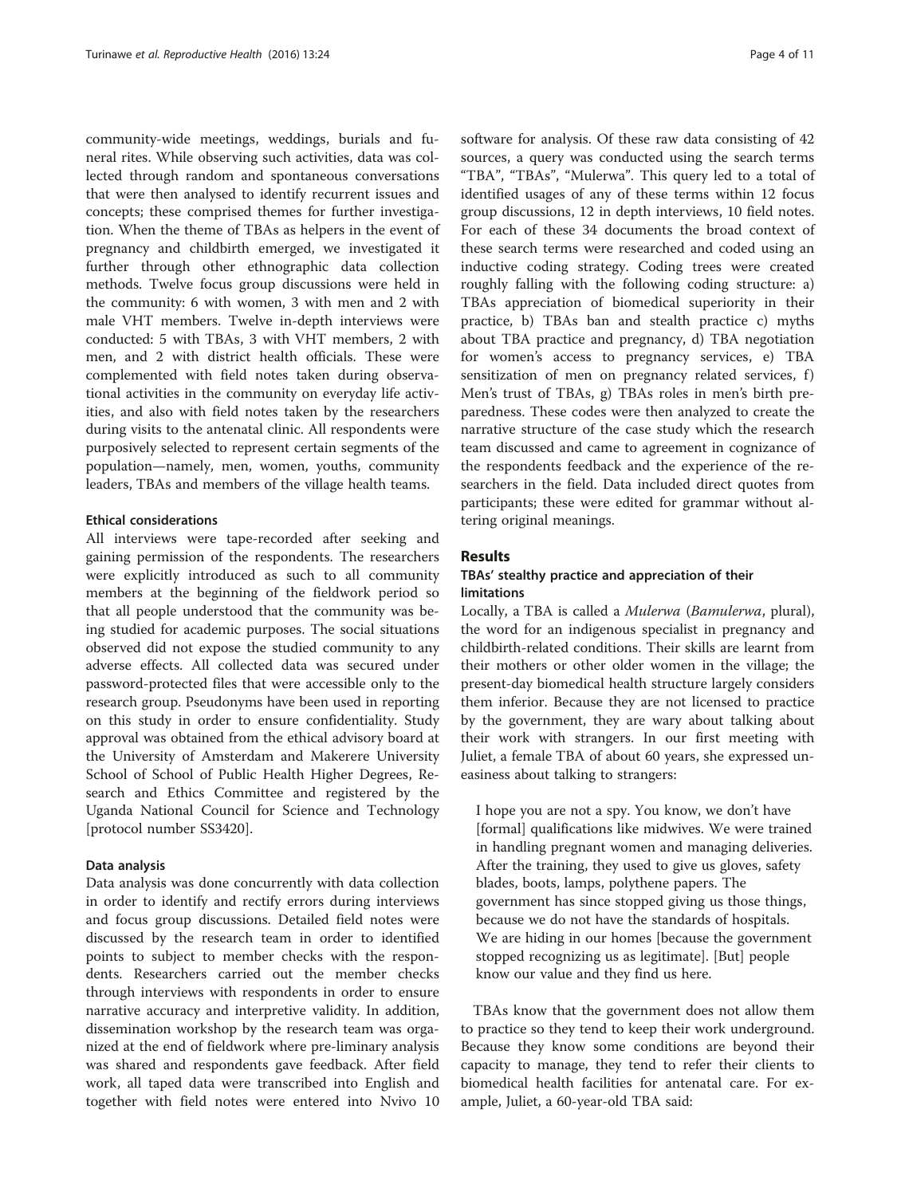community-wide meetings, weddings, burials and funeral rites. While observing such activities, data was collected through random and spontaneous conversations that were then analysed to identify recurrent issues and concepts; these comprised themes for further investigation. When the theme of TBAs as helpers in the event of pregnancy and childbirth emerged, we investigated it further through other ethnographic data collection methods. Twelve focus group discussions were held in the community: 6 with women, 3 with men and 2 with male VHT members. Twelve in-depth interviews were conducted: 5 with TBAs, 3 with VHT members, 2 with men, and 2 with district health officials. These were complemented with field notes taken during observational activities in the community on everyday life activities, and also with field notes taken by the researchers during visits to the antenatal clinic. All respondents were purposively selected to represent certain segments of the population—namely, men, women, youths, community leaders, TBAs and members of the village health teams.

#### Ethical considerations

All interviews were tape-recorded after seeking and gaining permission of the respondents. The researchers were explicitly introduced as such to all community members at the beginning of the fieldwork period so that all people understood that the community was being studied for academic purposes. The social situations observed did not expose the studied community to any adverse effects. All collected data was secured under password-protected files that were accessible only to the research group. Pseudonyms have been used in reporting on this study in order to ensure confidentiality. Study approval was obtained from the ethical advisory board at the University of Amsterdam and Makerere University School of School of Public Health Higher Degrees, Research and Ethics Committee and registered by the Uganda National Council for Science and Technology [protocol number SS3420].

#### Data analysis

Data analysis was done concurrently with data collection in order to identify and rectify errors during interviews and focus group discussions. Detailed field notes were discussed by the research team in order to identified points to subject to member checks with the respondents. Researchers carried out the member checks through interviews with respondents in order to ensure narrative accuracy and interpretive validity. In addition, dissemination workshop by the research team was organized at the end of fieldwork where pre-liminary analysis was shared and respondents gave feedback. After field work, all taped data were transcribed into English and together with field notes were entered into Nvivo 10 software for analysis. Of these raw data consisting of 42 sources, a query was conducted using the search terms "TBA", "TBAs", "Mulerwa". This query led to a total of identified usages of any of these terms within 12 focus group discussions, 12 in depth interviews, 10 field notes. For each of these 34 documents the broad context of these search terms were researched and coded using an inductive coding strategy. Coding trees were created roughly falling with the following coding structure: a) TBAs appreciation of biomedical superiority in their practice, b) TBAs ban and stealth practice c) myths about TBA practice and pregnancy, d) TBA negotiation for women's access to pregnancy services, e) TBA sensitization of men on pregnancy related services, f) Men's trust of TBAs, g) TBAs roles in men's birth preparedness. These codes were then analyzed to create the narrative structure of the case study which the research team discussed and came to agreement in cognizance of the respondents feedback and the experience of the researchers in the field. Data included direct quotes from participants; these were edited for grammar without altering original meanings.

## Results

### TBAs' stealthy practice and appreciation of their limitations

Locally, a TBA is called a *Mulerwa* (*Bamulerwa*, plural), the word for an indigenous specialist in pregnancy and childbirth-related conditions. Their skills are learnt from their mothers or other older women in the village; the present-day biomedical health structure largely considers them inferior. Because they are not licensed to practice by the government, they are wary about talking about their work with strangers. In our first meeting with Juliet, a female TBA of about 60 years, she expressed uneasiness about talking to strangers:

> I hope you are not a spy. You know, we don't have [formal] qualifications like midwives. We were trained in handling pregnant women and managing deliveries. After the training, they used to give us gloves, safety blades, boots, lamps, polythene papers. The government has since stopped giving us those things, because we do not have the standards of hospitals. We are hiding in our homes [because the government stopped recognizing us as legitimate]. [But] people know our value and they find us here.

TBAs know that the government does not allow them to practice so they tend to keep their work underground. Because they know some conditions are beyond their capacity to manage, they tend to refer their clients to biomedical health facilities for antenatal care. For example, Juliet, a 60-year-old TBA said: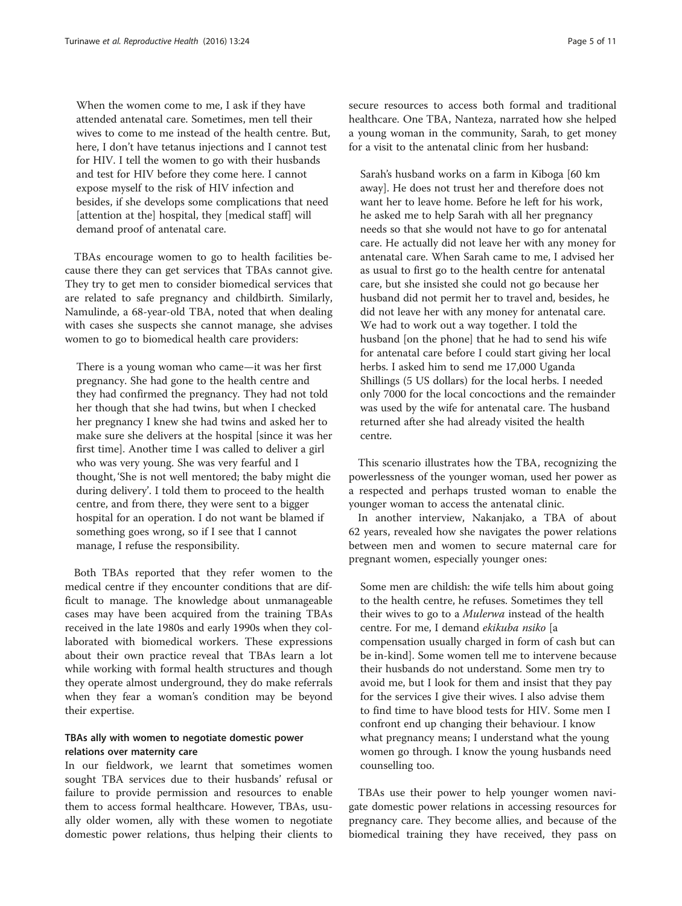> When the women come to me, I ask if they have attended antenatal care. Sometimes, men tell their wives to come to me instead of the health centre. But, here, I don't have tetanus injections and I cannot test for HIV. I tell the women to go with their husbands and test for HIV before they come here. I cannot expose myself to the risk of HIV infection and besides, if she develops some complications that need [attention at the] hospital, they [medical staff] will demand proof of antenatal care.

TBAs encourage women to go to health facilities because there they can get services that TBAs cannot give. They try to get men to consider biomedical services that are related to safe pregnancy and childbirth. Similarly, Namulinde, a 68-year-old TBA, noted that when dealing with cases she suspects she cannot manage, she advises women to go to biomedical health care providers:

> There is a young woman who came—it was her first pregnancy. She had gone to the health centre and they had confirmed the pregnancy. They had not told her though that she had twins, but when I checked her pregnancy I knew she had twins and asked her to make sure she delivers at the hospital [since it was her first time]. Another time I was called to deliver a girl who was very young. She was very fearful and I thought, 'She is not well mentored; the baby might die during delivery'. I told them to proceed to the health centre, and from there, they were sent to a bigger hospital for an operation. I do not want be blamed if something goes wrong, so if I see that I cannot manage, I refuse the responsibility.

Both TBAs reported that they refer women to the medical centre if they encounter conditions that are difficult to manage. The knowledge about unmanageable cases may have been acquired from the training TBAs received in the late 1980s and early 1990s when they collaborated with biomedical workers. These expressions about their own practice reveal that TBAs learn a lot while working with formal health structures and though they operate almost underground, they do make referrals when they fear a woman's condition may be beyond their expertise.

### TBAs ally with women to negotiate domestic power relations over maternity care

In our fieldwork, we learnt that sometimes women sought TBA services due to their husbands' refusal or failure to provide permission and resources to enable them to access formal healthcare. However, TBAs, usually older women, ally with these women to negotiate domestic power relations, thus helping their clients to secure resources to access both formal and traditional healthcare. One TBA, Nanteza, narrated how she helped a young woman in the community, Sarah, to get money for a visit to the antenatal clinic from her husband:

> Sarah's husband works on a farm in Kiboga [60 km away]. He does not trust her and therefore does not want her to leave home. Before he left for his work, he asked me to help Sarah with all her pregnancy needs so that she would not have to go for antenatal care. He actually did not leave her with any money for antenatal care. When Sarah came to me, I advised her as usual to first go to the health centre for antenatal care, but she insisted she could not go because her husband did not permit her to travel and, besides, he did not leave her with any money for antenatal care. We had to work out a way together. I told the husband [on the phone] that he had to send his wife for antenatal care before I could start giving her local herbs. I asked him to send me 17,000 Uganda Shillings (5 US dollars) for the local herbs. I needed only 7000 for the local concoctions and the remainder was used by the wife for antenatal care. The husband returned after she had already visited the health centre.

This scenario illustrates how the TBA, recognizing the powerlessness of the younger woman, used her power as a respected and perhaps trusted woman to enable the younger woman to access the antenatal clinic.

In another interview, Nakanjako, a TBA of about 62 years, revealed how she navigates the power relations between men and women to secure maternal care for pregnant women, especially younger ones:

> Some men are childish: the wife tells him about going to the health centre, he refuses. Sometimes they tell their wives to go to a *Mulerwa* instead of the health centre. For me, I demand *ekikuba nsiko* [a compensation usually charged in form of cash but can be in-kind]. Some women tell me to intervene because their husbands do not understand. Some men try to avoid me, but I look for them and insist that they pay for the services I give their wives. I also advise them to find time to have blood tests for HIV. Some men I confront end up changing their behaviour. I know what pregnancy means; I understand what the young women go through. I know the young husbands need counselling too.

TBAs use their power to help younger women navigate domestic power relations in accessing resources for pregnancy care. They become allies, and because of the biomedical training they have received, they pass on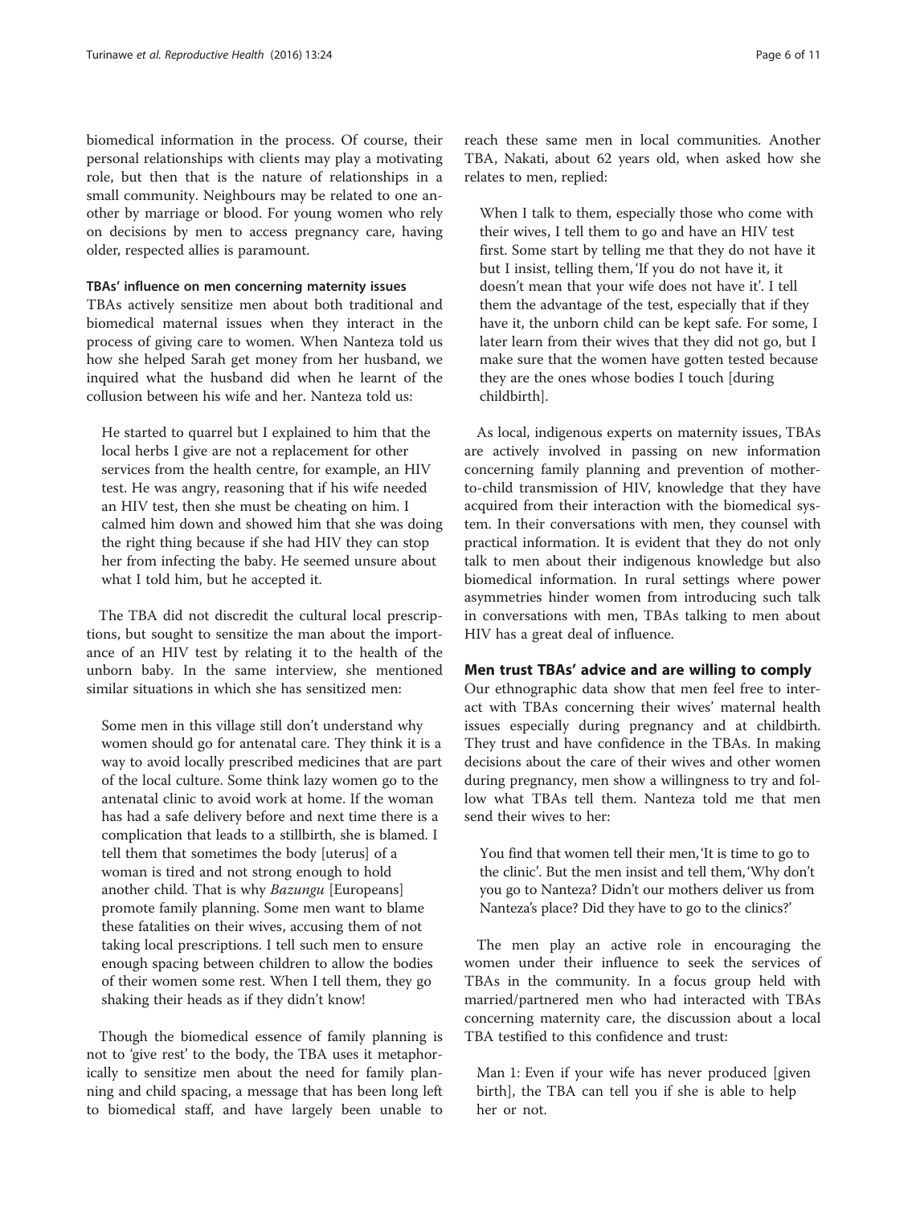biomedical information in the process. Of course, their personal relationships with clients may play a motivating role, but then that is the nature of relationships in a small community. Neighbours may be related to one another by marriage or blood. For young women who rely on decisions by men to access pregnancy care, having older, respected allies is paramount.

#### TBAs' influence on men concerning maternity issues

TBAs actively sensitize men about both traditional and biomedical maternal issues when they interact in the process of giving care to women. When Nanteza told us how she helped Sarah get money from her husband, we inquired what the husband did when he learnt of the collusion between his wife and her. Nanteza told us:

> He started to quarrel but I explained to him that the local herbs I give are not a replacement for other services from the health centre, for example, an HIV test. He was angry, reasoning that if his wife needed an HIV test, then she must be cheating on him. I calmed him down and showed him that she was doing the right thing because if she had HIV they can stop her from infecting the baby. He seemed unsure about what I told him, but he accepted it.

The TBA did not discredit the cultural local prescriptions, but sought to sensitize the man about the importance of an HIV test by relating it to the health of the unborn baby. In the same interview, she mentioned similar situations in which she has sensitized men:

> Some men in this village still don't understand why women should go for antenatal care. They think it is a way to avoid locally prescribed medicines that are part of the local culture. Some think lazy women go to the antenatal clinic to avoid work at home. If the woman has had a safe delivery before and next time there is a complication that leads to a stillbirth, she is blamed. I tell them that sometimes the body [uterus] of a woman is tired and not strong enough to hold another child. That is why *Bazungu* [Europeans] promote family planning. Some men want to blame these fatalities on their wives, accusing them of not taking local prescriptions. I tell such men to ensure enough spacing between children to allow the bodies of their women some rest. When I tell them, they go shaking their heads as if they didn't know!

Though the biomedical essence of family planning is not to 'give rest' to the body, the TBA uses it metaphorically to sensitize men about the need for family planning and child spacing, a message that has been long left to biomedical staff, and have largely been unable to reach these same men in local communities. Another TBA, Nakati, about 62 years old, when asked how she relates to men, replied:

> When I talk to them, especially those who come with their wives, I tell them to go and have an HIV test first. Some start by telling me that they do not have it but I insist, telling them, 'If you do not have it, it doesn't mean that your wife does not have it'. I tell them the advantage of the test, especially that if they have it, the unborn child can be kept safe. For some, I later learn from their wives that they did not go, but I make sure that the women have gotten tested because they are the ones whose bodies I touch [during childbirth].

As local, indigenous experts on maternity issues, TBAs are actively involved in passing on new information concerning family planning and prevention of mother-to-child transmission of HIV, knowledge that they have acquired from their interaction with the biomedical system. In their conversations with men, they counsel with practical information. It is evident that they do not only talk to men about their indigenous knowledge but also biomedical information. In rural settings where power asymmetries hinder women from introducing such talk in conversations with men, TBAs talking to men about HIV has a great deal of influence.

### Men trust TBAs' advice and are willing to comply

Our ethnographic data show that men feel free to interact with TBAs concerning their wives' maternal health issues especially during pregnancy and at childbirth. They trust and have confidence in the TBAs. In making decisions about the care of their wives and other women during pregnancy, men show a willingness to try and follow what TBAs tell them. Nanteza told me that men send their wives to her:

> You find that women tell their men, 'It is time to go to the clinic'. But the men insist and tell them, 'Why don't you go to Nanteza? Didn't our mothers deliver us from Nanteza's place? Did they have to go to the clinics?'

The men play an active role in encouraging the women under their influence to seek the services of TBAs in the community. In a focus group held with married/partnered men who had interacted with TBAs concerning maternity care, the discussion about a local TBA testified to this confidence and trust:

> Man 1: Even if your wife has never produced [given birth], the TBA can tell you if she is able to help her or not.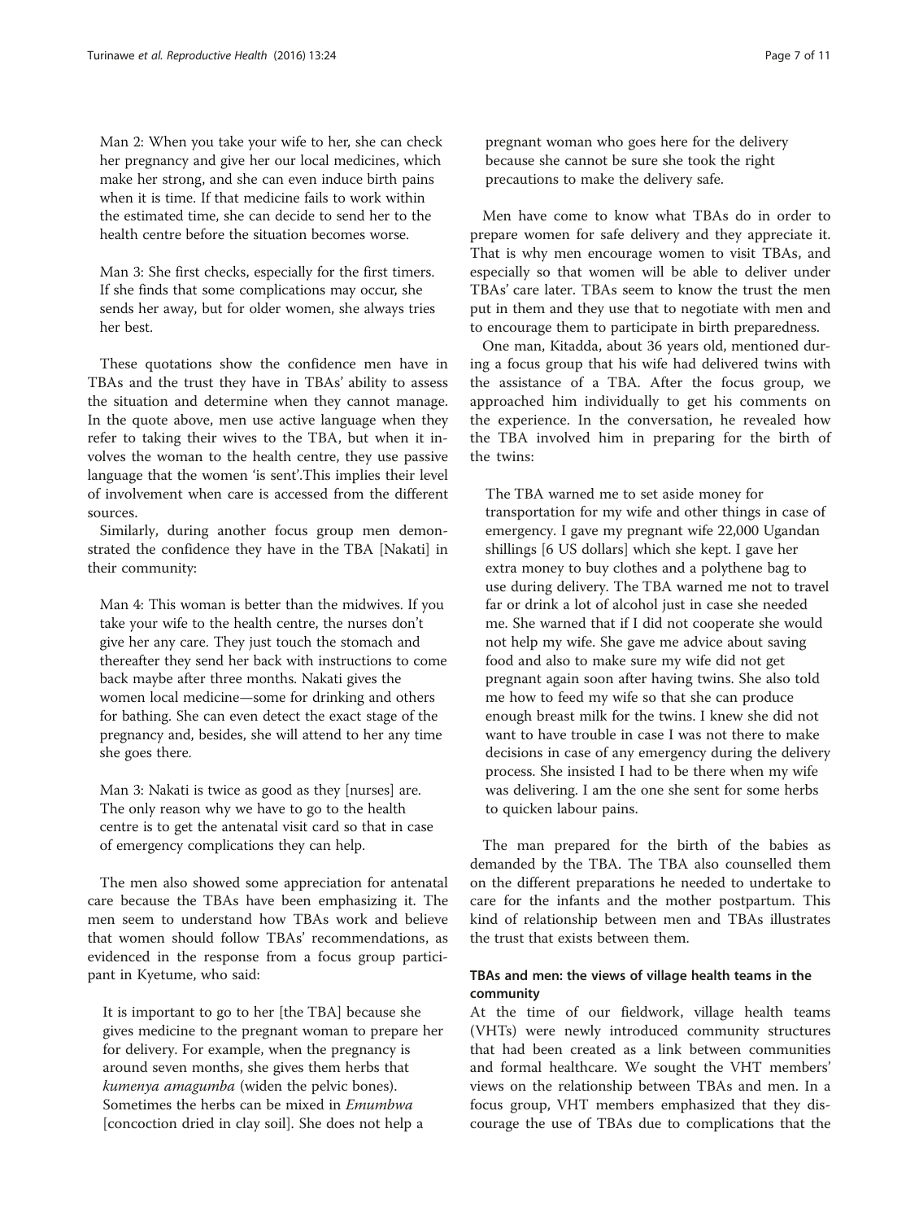Man 2: When you take your wife to her, she can check her pregnancy and give her our local medicines, which make her strong, and she can even induce birth pains when it is time. If that medicine fails to work within the estimated time, she can decide to send her to the health centre before the situation becomes worse.

Man 3: She first checks, especially for the first timers. If she finds that some complications may occur, she sends her away, but for older women, she always tries her best.

These quotations show the confidence men have in TBAs and the trust they have in TBAs' ability to assess the situation and determine when they cannot manage. In the quote above, men use active language when they refer to taking their wives to the TBA, but when it involves the woman to the health centre, they use passive language that the women 'is sent'.This implies their level of involvement when care is accessed from the different sources.

Similarly, during another focus group men demonstrated the confidence they have in the TBA [Nakati] in their community:

Man 4: This woman is better than the midwives. If you take your wife to the health centre, the nurses don't give her any care. They just touch the stomach and thereafter they send her back with instructions to come back maybe after three months. Nakati gives the women local medicine—some for drinking and others for bathing. She can even detect the exact stage of the pregnancy and, besides, she will attend to her any time she goes there.

Man 3: Nakati is twice as good as they [nurses] are. The only reason why we have to go to the health centre is to get the antenatal visit card so that in case of emergency complications they can help.

The men also showed some appreciation for antenatal care because the TBAs have been emphasizing it. The men seem to understand how TBAs work and believe that women should follow TBAs' recommendations, as evidenced in the response from a focus group participant in Kyetume, who said:

It is important to go to her [the TBA] because she gives medicine to the pregnant woman to prepare her for delivery. For example, when the pregnancy is around seven months, she gives them herbs that *kumenya amagumba* (widen the pelvic bones). Sometimes the herbs can be mixed in *Emumbwa* [concoction dried in clay soil]. She does not help a pregnant woman who goes here for the delivery because she cannot be sure she took the right precautions to make the delivery safe.

Men have come to know what TBAs do in order to prepare women for safe delivery and they appreciate it. That is why men encourage women to visit TBAs, and especially so that women will be able to deliver under TBAs' care later. TBAs seem to know the trust the men put in them and they use that to negotiate with men and to encourage them to participate in birth preparedness.

One man, Kitadda, about 36 years old, mentioned during a focus group that his wife had delivered twins with the assistance of a TBA. After the focus group, we approached him individually to get his comments on the experience. In the conversation, he revealed how the TBA involved him in preparing for the birth of the twins:

The TBA warned me to set aside money for transportation for my wife and other things in case of emergency. I gave my pregnant wife 22,000 Ugandan shillings [6 US dollars] which she kept. I gave her extra money to buy clothes and a polythene bag to use during delivery. The TBA warned me not to travel far or drink a lot of alcohol just in case she needed me. She warned that if I did not cooperate she would not help my wife. She gave me advice about saving food and also to make sure my wife did not get pregnant again soon after having twins. She also told me how to feed my wife so that she can produce enough breast milk for the twins. I knew she did not want to have trouble in case I was not there to make decisions in case of any emergency during the delivery process. She insisted I had to be there when my wife was delivering. I am the one she sent for some herbs to quicken labour pains.

The man prepared for the birth of the babies as demanded by the TBA. The TBA also counselled them on the different preparations he needed to undertake to care for the infants and the mother postpartum. This kind of relationship between men and TBAs illustrates the trust that exists between them.

### TBAs and men: the views of village health teams in the community

At the time of our fieldwork, village health teams (VHTs) were newly introduced community structures that had been created as a link between communities and formal healthcare. We sought the VHT members' views on the relationship between TBAs and men. In a focus group, VHT members emphasized that they discourage the use of TBAs due to complications that the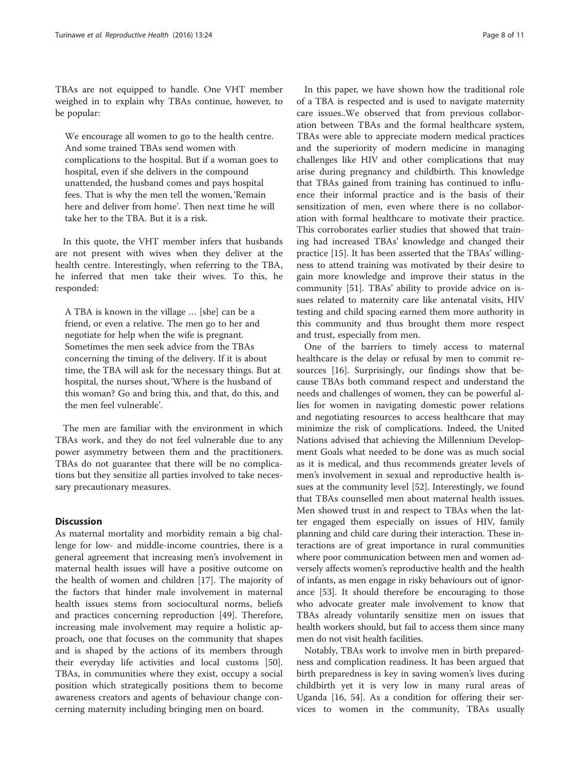TBAs are not equipped to handle. One VHT member weighed in to explain why TBAs continue, however, to be popular:

> We encourage all women to go to the health centre. And some trained TBAs send women with complications to the hospital. But if a woman goes to hospital, even if she delivers in the compound unattended, the husband comes and pays hospital fees. That is why the men tell the women, 'Remain here and deliver from home'. Then next time he will take her to the TBA. But it is a risk.

In this quote, the VHT member infers that husbands are not present with wives when they deliver at the health centre. Interestingly, when referring to the TBA, he inferred that men take their wives. To this, he responded:

> A TBA is known in the village … [she] can be a friend, or even a relative. The men go to her and negotiate for help when the wife is pregnant. Sometimes the men seek advice from the TBAs concerning the timing of the delivery. If it is about time, the TBA will ask for the necessary things. But at hospital, the nurses shout, 'Where is the husband of this woman? Go and bring this, and that, do this, and the men feel vulnerable'.

The men are familiar with the environment in which TBAs work, and they do not feel vulnerable due to any power asymmetry between them and the practitioners. TBAs do not guarantee that there will be no complications but they sensitize all parties involved to take necessary precautionary measures.

## Discussion

As maternal mortality and morbidity remain a big challenge for low- and middle-income countries, there is a general agreement that increasing men's involvement in maternal health issues will have a positive outcome on the health of women and children [17]. The majority of the factors that hinder male involvement in maternal health issues stems from sociocultural norms, beliefs and practices concerning reproduction [49]. Therefore, increasing male involvement may require a holistic approach, one that focuses on the community that shapes and is shaped by the actions of its members through their everyday life activities and local customs [50]. TBAs, in communities where they exist, occupy a social position which strategically positions them to become awareness creators and agents of behaviour change concerning maternity including bringing men on board.

In this paper, we have shown how the traditional role of a TBA is respected and is used to navigate maternity care issues..We observed that from previous collaboration between TBAs and the formal healthcare system, TBAs were able to appreciate modern medical practices and the superiority of modern medicine in managing challenges like HIV and other complications that may arise during pregnancy and childbirth. This knowledge that TBAs gained from training has continued to influence their informal practice and is the basis of their sensitization of men, even where there is no collaboration with formal healthcare to motivate their practice. This corroborates earlier studies that showed that training had increased TBAs' knowledge and changed their practice [15]. It has been asserted that the TBAs' willingness to attend training was motivated by their desire to gain more knowledge and improve their status in the community [51]. TBAs' ability to provide advice on issues related to maternity care like antenatal visits, HIV testing and child spacing earned them more authority in this community and thus brought them more respect and trust, especially from men.

One of the barriers to timely access to maternal healthcare is the delay or refusal by men to commit resources [16]. Surprisingly, our findings show that because TBAs both command respect and understand the needs and challenges of women, they can be powerful allies for women in navigating domestic power relations and negotiating resources to access healthcare that may minimize the risk of complications. Indeed, the United Nations advised that achieving the Millennium Development Goals what needed to be done was as much social as it is medical, and thus recommends greater levels of men's involvement in sexual and reproductive health issues at the community level [52]. Interestingly, we found that TBAs counselled men about maternal health issues. Men showed trust in and respect to TBAs when the latter engaged them especially on issues of HIV, family planning and child care during their interaction. These interactions are of great importance in rural communities where poor communication between men and women adversely affects women's reproductive health and the health of infants, as men engage in risky behaviours out of ignorance [53]. It should therefore be encouraging to those who advocate greater male involvement to know that TBAs already voluntarily sensitize men on issues that health workers should, but fail to access them since many men do not visit health facilities.

Notably, TBAs work to involve men in birth preparedness and complication readiness. It has been argued that birth preparedness is key in saving women's lives during childbirth yet it is very low in many rural areas of Uganda [16, 54]. As a condition for offering their services to women in the community, TBAs usually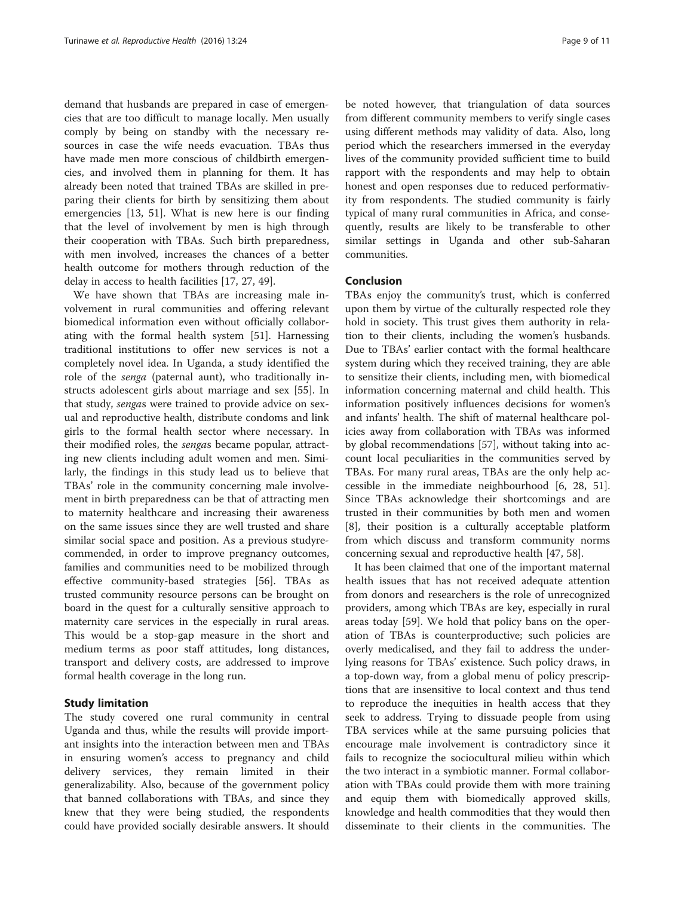demand that husbands are prepared in case of emergencies that are too difficult to manage locally. Men usually comply by being on standby with the necessary resources in case the wife needs evacuation. TBAs thus have made men more conscious of childbirth emergencies, and involved them in planning for them. It has already been noted that trained TBAs are skilled in preparing their clients for birth by sensitizing them about emergencies [13, 51]. What is new here is our finding that the level of involvement by men is high through their cooperation with TBAs. Such birth preparedness, with men involved, increases the chances of a better health outcome for mothers through reduction of the delay in access to health facilities [17, 27, 49].

We have shown that TBAs are increasing male involvement in rural communities and offering relevant biomedical information even without officially collaborating with the formal health system [51]. Harnessing traditional institutions to offer new services is not a completely novel idea. In Uganda, a study identified the role of the *senga* (paternal aunt), who traditionally instructs adolescent girls about marriage and sex [55]. In that study, *senga*s were trained to provide advice on sexual and reproductive health, distribute condoms and link girls to the formal health sector where necessary. In their modified roles, the *senga*s became popular, attracting new clients including adult women and men. Similarly, the findings in this study lead us to believe that TBAs' role in the community concerning male involvement in birth preparedness can be that of attracting men to maternity healthcare and increasing their awareness on the same issues since they are well trusted and share similar social space and position. As a previous studyrecommended, in order to improve pregnancy outcomes, families and communities need to be mobilized through effective community-based strategies [56]. TBAs as trusted community resource persons can be brought on board in the quest for a culturally sensitive approach to maternity care services in the especially in rural areas. This would be a stop-gap measure in the short and medium terms as poor staff attitudes, long distances, transport and delivery costs, are addressed to improve formal health coverage in the long run.

## Study limitation

The study covered one rural community in central Uganda and thus, while the results will provide important insights into the interaction between men and TBAs in ensuring women's access to pregnancy and child delivery services, they remain limited in their generalizability. Also, because of the government policy that banned collaborations with TBAs, and since they knew that they were being studied, the respondents could have provided socially desirable answers. It should be noted however, that triangulation of data sources from different community members to verify single cases using different methods may validity of data. Also, long period which the researchers immersed in the everyday lives of the community provided sufficient time to build rapport with the respondents and may help to obtain honest and open responses due to reduced performativity from respondents. The studied community is fairly typical of many rural communities in Africa, and consequently, results are likely to be transferable to other similar settings in Uganda and other sub-Saharan communities.

## Conclusion

TBAs enjoy the community's trust, which is conferred upon them by virtue of the culturally respected role they hold in society. This trust gives them authority in relation to their clients, including the women's husbands. Due to TBAs' earlier contact with the formal healthcare system during which they received training, they are able to sensitize their clients, including men, with biomedical information concerning maternal and child health. This information positively influences decisions for women's and infants' health. The shift of maternal healthcare policies away from collaboration with TBAs was informed by global recommendations [57], without taking into account local peculiarities in the communities served by TBAs. For many rural areas, TBAs are the only help accessible in the immediate neighbourhood [6, 28, 51]. Since TBAs acknowledge their shortcomings and are trusted in their communities by both men and women [8], their position is a culturally acceptable platform from which discuss and transform community norms concerning sexual and reproductive health [47, 58].

It has been claimed that one of the important maternal health issues that has not received adequate attention from donors and researchers is the role of unrecognized providers, among which TBAs are key, especially in rural areas today [59]. We hold that policy bans on the operation of TBAs is counterproductive; such policies are overly medicalised, and they fail to address the underlying reasons for TBAs' existence. Such policy draws, in a top-down way, from a global menu of policy prescriptions that are insensitive to local context and thus tend to reproduce the inequities in health access that they seek to address. Trying to dissuade people from using TBA services while at the same pursuing policies that encourage male involvement is contradictory since it fails to recognize the sociocultural milieu within which the two interact in a symbiotic manner. Formal collaboration with TBAs could provide them with more training and equip them with biomedically approved skills, knowledge and health commodities that they would then disseminate to their clients in the communities. The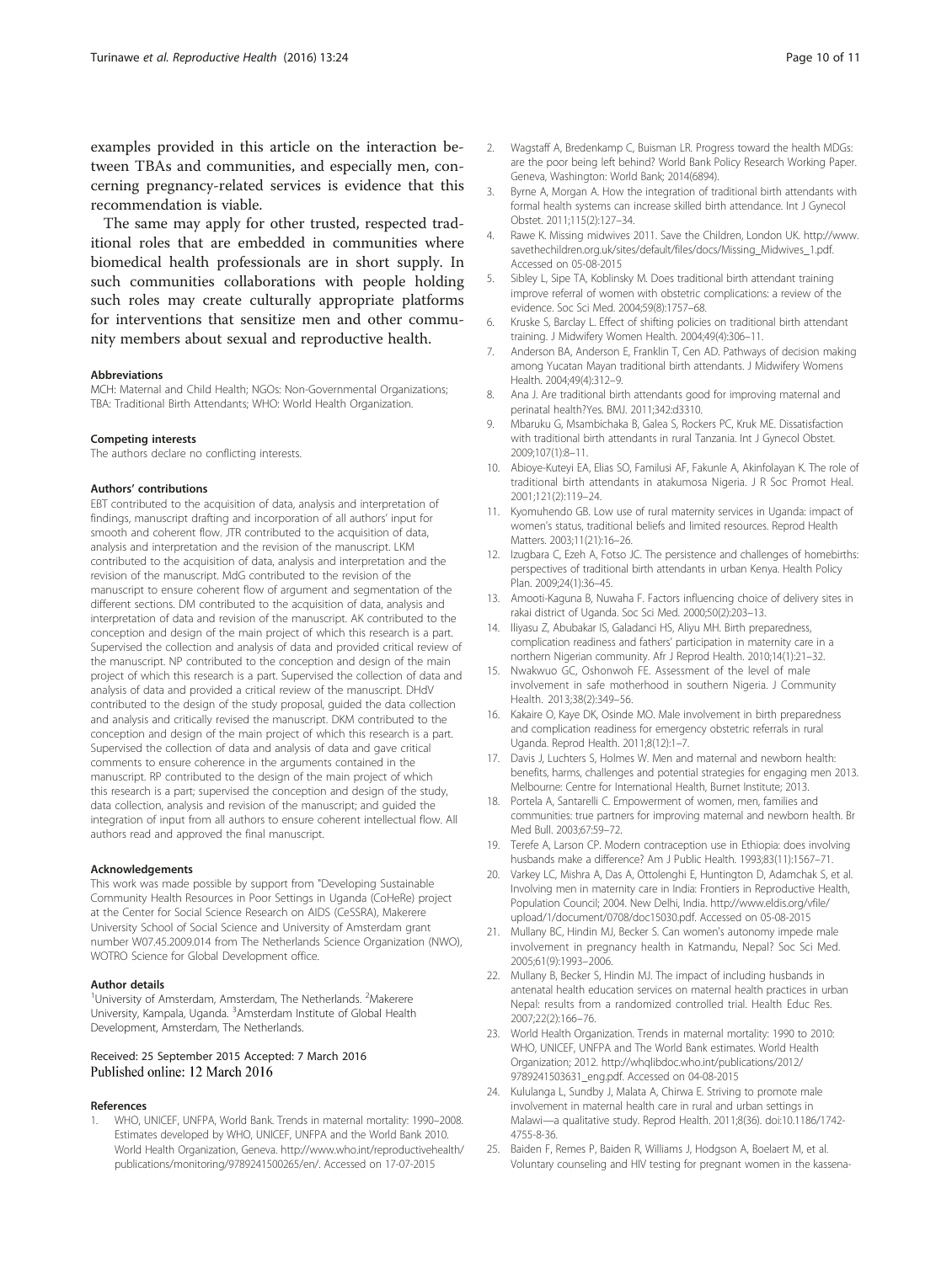examples provided in this article on the interaction between TBAs and communities, and especially men, concerning pregnancy-related services is evidence that this recommendation is viable.

The same may apply for other trusted, respected traditional roles that are embedded in communities where biomedical health professionals are in short supply. In such communities collaborations with people holding such roles may create culturally appropriate platforms for interventions that sensitize men and other community members about sexual and reproductive health.

#### Abbreviations

MCH: Maternal and Child Health; NGOs: Non-Governmental Organizations; TBA: Traditional Birth Attendants; WHO: World Health Organization.

#### Competing interests

The authors declare no conflicting interests.

#### Authors' contributions

EBT contributed to the acquisition of data, analysis and interpretation of findings, manuscript drafting and incorporation of all authors' input for smooth and coherent flow. JTR contributed to the acquisition of data, analysis and interpretation and the revision of the manuscript. LKM contributed to the acquisition of data, analysis and interpretation and the revision of the manuscript. MdG contributed to the revision of the manuscript to ensure coherent flow of argument and segmentation of the different sections. DM contributed to the acquisition of data, analysis and interpretation of data and revision of the manuscript. AK contributed to the conception and design of the main project of which this research is a part. Supervised the collection and analysis of data and provided critical review of the manuscript. NP contributed to the conception and design of the main project of which this research is a part. Supervised the collection of data and analysis of data and provided a critical review of the manuscript. DHdV contributed to the design of the study proposal, guided the data collection and analysis and critically revised the manuscript. DKM contributed to the conception and design of the main project of which this research is a part. Supervised the collection of data and analysis of data and gave critical comments to ensure coherence in the arguments contained in the manuscript. RP contributed to the design of the main project of which this research is a part; supervised the conception and design of the study, data collection, analysis and revision of the manuscript; and guided the integration of input from all authors to ensure coherent intellectual flow. All authors read and approved the final manuscript.

#### Acknowledgements

This work was made possible by support from "Developing Sustainable Community Health Resources in Poor Settings in Uganda (CoHeRe) project at the Center for Social Science Research on AIDS (CeSSRA), Makerere University School of Social Science and University of Amsterdam grant number W07.45.2009.014 from The Netherlands Science Organization (NWO), WOTRO Science for Global Development office.

#### Author details

[1]University of Amsterdam, Amsterdam, The Netherlands. [2]Makerere University, Kampala, Uganda. [3]Amsterdam Institute of Global Health Development, Amsterdam, The Netherlands.

Received: 25 September 2015 Accepted: 7 March 2016
Published online: 12 March 2016

#### References

1. WHO, UNICEF, UNFPA, World Bank. Trends in maternal mortality: 1990–2008. Estimates developed by WHO, UNICEF, UNFPA and the World Bank 2010. World Health Organization, Geneva. http://www.who.int/reproductivehealth/publications/monitoring/9789241500265/en/. Accessed on 17-07-2015
2. Wagstaff A, Bredenkamp C, Buisman LR. Progress toward the health MDGs: are the poor being left behind? World Bank Policy Research Working Paper. Geneva, Washington: World Bank; 2014(6894).
3. Byrne A, Morgan A. How the integration of traditional birth attendants with formal health systems can increase skilled birth attendance. Int J Gynecol Obstet. 2011;115(2):127–34.
4. Rawe K. Missing midwives 2011. Save the Children, London UK. http://www.savethechildren.org.uk/sites/default/files/docs/Missing_Midwives_1.pdf. Accessed on 05-08-2015
5. Sibley L, Sipe TA, Koblinsky M. Does traditional birth attendant training improve referral of women with obstetric complications: a review of the evidence. Soc Sci Med. 2004;59(8):1757–68.
6. Kruske S, Barclay L. Effect of shifting policies on traditional birth attendant training. J Midwifery Women Health. 2004;49(4):306–11.
7. Anderson BA, Anderson E, Franklin T, Cen AD. Pathways of decision making among Yucatan Mayan traditional birth attendants. J Midwifery Womens Health. 2004;49(4):312–9.
8. Ana J. Are traditional birth attendants good for improving maternal and perinatal health?Yes. BMJ. 2011;342:d3310.
9. Mbaruku G, Msambichaka B, Galea S, Rockers PC, Kruk ME. Dissatisfaction with traditional birth attendants in rural Tanzania. Int J Gynecol Obstet. 2009;107(1):8–11.
10. Abioye-Kuteyi EA, Elias SO, Familusi AF, Fakunle A, Akinfolayan K. The role of traditional birth attendants in atakumosa Nigeria. J R Soc Promot Heal. 2001;121(2):119–24.
11. Kyomuhendo GB. Low use of rural maternity services in Uganda: impact of women's status, traditional beliefs and limited resources. Reprod Health Matters. 2003;11(21):16–26.
12. Izugbara C, Ezeh A, Fotso JC. The persistence and challenges of homebirths: perspectives of traditional birth attendants in urban Kenya. Health Policy Plan. 2009;24(1):36–45.
13. Amooti-Kaguna B, Nuwaha F. Factors influencing choice of delivery sites in rakai district of Uganda. Soc Sci Med. 2000;50(2):203–13.
14. Iliyasu Z, Abubakar IS, Galadanci HS, Aliyu MH. Birth preparedness, complication readiness and fathers' participation in maternity care in a northern Nigerian community. Afr J Reprod Health. 2010;14(1):21–32.
15. Nwakwuo GC, Oshonwoh FE. Assessment of the level of male involvement in safe motherhood in southern Nigeria. J Community Health. 2013;38(2):349–56.
16. Kakaire O, Kaye DK, Osinde MO. Male involvement in birth preparedness and complication readiness for emergency obstetric referrals in rural Uganda. Reprod Health. 2011;8(12):1–7.
17. Davis J, Luchters S, Holmes W. Men and maternal and newborn health: benefits, harms, challenges and potential strategies for engaging men 2013. Melbourne: Centre for International Health, Burnet Institute; 2013.
18. Portela A, Santarelli C. Empowerment of women, men, families and communities: true partners for improving maternal and newborn health. Br Med Bull. 2003;67:59–72.
19. Terefe A, Larson CP. Modern contraception use in Ethiopia: does involving husbands make a difference? Am J Public Health. 1993;83(11):1567–71.
20. Varkey LC, Mishra A, Das A, Ottolenghi E, Huntington D, Adamchak S, et al. Involving men in maternity care in India: Frontiers in Reproductive Health, Population Council; 2004. New Delhi, India. http://www.eldis.org/vfile/upload/1/document/0708/doc15030.pdf. Accessed on 05-08-2015
21. Mullany BC, Hindin MJ, Becker S. Can women's autonomy impede male involvement in pregnancy health in Katmandu, Nepal? Soc Sci Med. 2005;61(9):1993–2006.
22. Mullany B, Becker S, Hindin MJ. The impact of including husbands in antenatal health education services on maternal health practices in urban Nepal: results from a randomized controlled trial. Health Educ Res. 2007;22(2):166–76.
23. World Health Organization. Trends in maternal mortality: 1990 to 2010: WHO, UNICEF, UNFPA and The World Bank estimates. World Health Organization; 2012. http://whqlibdoc.who.int/publications/2012/9789241503631_eng.pdf. Accessed on 04-08-2015
24. Kululanga L, Sundby J, Malata A, Chirwa E. Striving to promote male involvement in maternal health care in rural and urban settings in Malawi—a qualitative study. Reprod Health. 2011;8(36). doi:10.1186/1742-4755-8-36.
25. Baiden F, Remes P, Baiden R, Williams J, Hodgson A, Boelaert M, et al. Voluntary counseling and HIV testing for pregnant women in the kassena-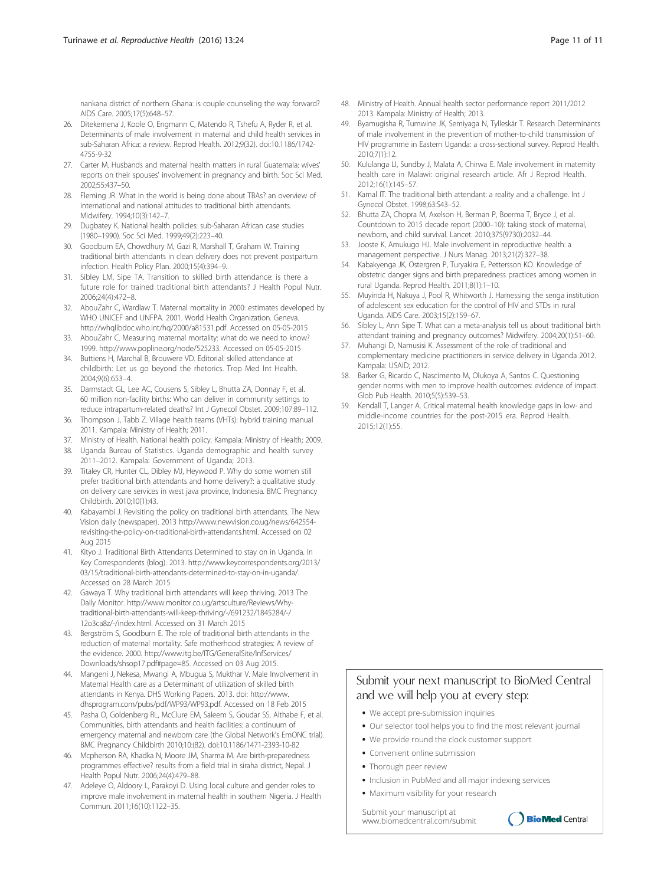nankana district of northern Ghana: is couple counseling the way forward? AIDS Care. 2005;17(5):648–57.

26. Ditekemena J, Koole O, Engmann C, Matendo R, Tshefu A, Ryder R, et al. Determinants of male involvement in maternal and child health services in sub-Saharan Africa: a review. Reprod Health. 2012;9(32). doi:10.1186/1742-4755-9-32
27. Carter M. Husbands and maternal health matters in rural Guatemala: wives' reports on their spouses' involvement in pregnancy and birth. Soc Sci Med. 2002;55:437–50.
28. Fleming JR. What in the world is being done about TBAs? an overview of international and national attitudes to traditional birth attendants. Midwifery. 1994;10(3):142–7.
29. Dugbatey K. National health policies: sub-Saharan African case studies (1980–1990). Soc Sci Med. 1999;49(2):223–40.
30. Goodburn EA, Chowdhury M, Gazi R, Marshall T, Graham W. Training traditional birth attendants in clean delivery does not prevent postpartum infection. Health Policy Plan. 2000;15(4):394–9.
31. Sibley LM, Sipe TA. Transition to skilled birth attendance: is there a future role for trained traditional birth attendants? J Health Popul Nutr. 2006;24(4):472–8.
32. AbouZahr C, Wardlaw T. Maternal mortality in 2000: estimates developed by WHO UNICEF and UNFPA. 2001. World Health Organization. Geneva. http://whqlibdoc.who.int/hq/2000/a81531.pdf. Accessed on 05-05-2015
33. AbouZahr C. Measuring maternal mortality: what do we need to know? 1999. http://www.popline.org/node/525233. Accessed on 05-05-2015
34. Buttiens H, Marchal B, Brouwere VD. Editorial: skilled attendance at childbirth: Let us go beyond the rhetorics. Trop Med Int Health. 2004;9(6):653–4.
35. Darmstadt GL, Lee AC, Cousens S, Sibley L, Bhutta ZA, Donnay F, et al. 60 million non-facility births: Who can deliver in community settings to reduce intrapartum-related deaths? Int J Gynecol Obstet. 2009;107:89–112.
36. Thompson J, Tabb Z. Village health teams (VHTs): hybrid training manual 2011. Kampala: Ministry of Health; 2011.
37. Ministry of Health. National health policy. Kampala: Ministry of Health; 2009.
38. Uganda Bureau of Statistics. Uganda demographic and health survey 2011–2012. Kampala: Government of Uganda; 2013.
39. Titaley CR, Hunter CL, Dibley MJ, Heywood P. Why do some women still prefer traditional birth attendants and home delivery?: a qualitative study on delivery care services in west java province, Indonesia. BMC Pregnancy Childbirth. 2010;10(1):43.
40. Kabayambi J. Revisiting the policy on traditional birth attendants. The New Vision daily (newspaper). 2013 http://www.newvision.co.ug/news/642554-revisiting-the-policy-on-traditional-birth-attendants.html. Accessed on 02 Aug 2015
41. Kityo J. Traditional Birth Attendants Determined to stay on in Uganda. In Key Correspondents (blog). 2013. http://www.keycorrespondents.org/2013/03/15/traditional-birth-attendants-determined-to-stay-on-in-uganda/. Accessed on 28 March 2015
42. Gawaya T. Why traditional birth attendants will keep thriving. 2013 The Daily Monitor. http://www.monitor.co.ug/artsculture/Reviews/Why-traditional-birth-attendants-will-keep-thriving/-/691232/1845284/-/12o3ca8z/-/index.html. Accessed on 31 March 2015
43. Bergström S, Goodburn E. The role of traditional birth attendants in the reduction of maternal mortality. Safe motherhood strategies: A review of the evidence. 2000. http://www.itg.be/ITG/GeneralSite/InfServices/Downloads/shsop17.pdf#page=85. Accessed on 03 Aug 2015.
44. Mangeni J, Nekesa, Mwangi A, Mbugua S, Mukthar V. Male Involvement in Maternal Health care as a Determinant of utilization of skilled birth attendants in Kenya. DHS Working Papers. 2013. doi: http://www.dhsprogram.com/pubs/pdf/WP93/WP93.pdf. Accessed on 18 Feb 2015
45. Pasha O, Goldenberg RL, McClure EM, Saleem S, Goudar SS, Althabe F, et al. Communities, birth attendants and health facilities: a continuum of emergency maternal and newborn care (the Global Network's EmONC trial). BMC Pregnancy Childbirth 2010;10:(82). doi:10.1186/1471-2393-10-82
46. Mcpherson RA, Khadka N, Moore JM, Sharma M. Are birth-preparedness programmes effective? results from a field trial in siraha district, Nepal. J Health Popul Nutr. 2006;24(4):479–88.
47. Adeleye O, Aldoory L, Parakoyi D. Using local culture and gender roles to improve male involvement in maternal health in southern Nigeria. J Health Commun. 2011;16(10):1122–35.
48. Ministry of Health. Annual health sector performance report 2011/2012 2013. Kampala: Ministry of Health; 2013.
49. Byamugisha R, Tumwine JK, Semiyaga N, Tylleskär T. Research Determinants of male involvement in the prevention of mother-to-child transmission of HIV programme in Eastern Uganda: a cross-sectional survey. Reprod Health. 2010;7(1):12.
50. Kululanga LI, Sundby J, Malata A, Chirwa E. Male involvement in maternity health care in Malawi: original research article. Afr J Reprod Health. 2012;16(1):145–57.
51. Kamal IT. The traditional birth attendant: a reality and a challenge. Int J Gynecol Obstet. 1998;63:S43–52.
52. Bhutta ZA, Chopra M, Axelson H, Berman P, Boerma T, Bryce J, et al. Countdown to 2015 decade report (2000–10): taking stock of maternal, newborn, and child survival. Lancet. 2010;375(9730):2032–44.
53. Jooste K, Amukugo HJ. Male involvement in reproductive health: a management perspective. J Nurs Manag. 2013;21(2):327–38.
54. Kabakyenga JK, Ostergren P, Turyakira E, Pettersson KO. Knowledge of obstetric danger signs and birth preparedness practices among women in rural Uganda. Reprod Health. 2011;8(1):1–10.
55. Muyinda H, Nakuya J, Pool R, Whitworth J. Harnessing the senga institution of adolescent sex education for the control of HIV and STDs in rural Uganda. AIDS Care. 2003;15(2):159–67.
56. Sibley L, Ann Sipe T. What can a meta-analysis tell us about traditional birth attendant training and pregnancy outcomes? Midwifery. 2004;20(1):51–60.
57. Muhangi D, Namusisi K. Assessment of the role of traditional and complementary medicine practitioners in service delivery in Uganda 2012. Kampala: USAID; 2012.
58. Barker G, Ricardo C, Nascimento M, Olukoya A, Santos C. Questioning gender norms with men to improve health outcomes: evidence of impact. Glob Pub Health. 2010;5(5):539–53.
59. Kendall T, Langer A. Critical maternal health knowledge gaps in low- and middle-income countries for the post-2015 era. Reprod Health. 2015;12(1):55.

Submit your next manuscript to BioMed Central and we will help you at every step:

- We accept pre-submission inquiries
- Our selector tool helps you to find the most relevant journal
- We provide round the clock customer support
- Convenient online submission
- Thorough peer review
- Inclusion in PubMed and all major indexing services
- Maximum visibility for your research

Submit your manuscript at
www.biomedcentral.com/submit

BioMed Central